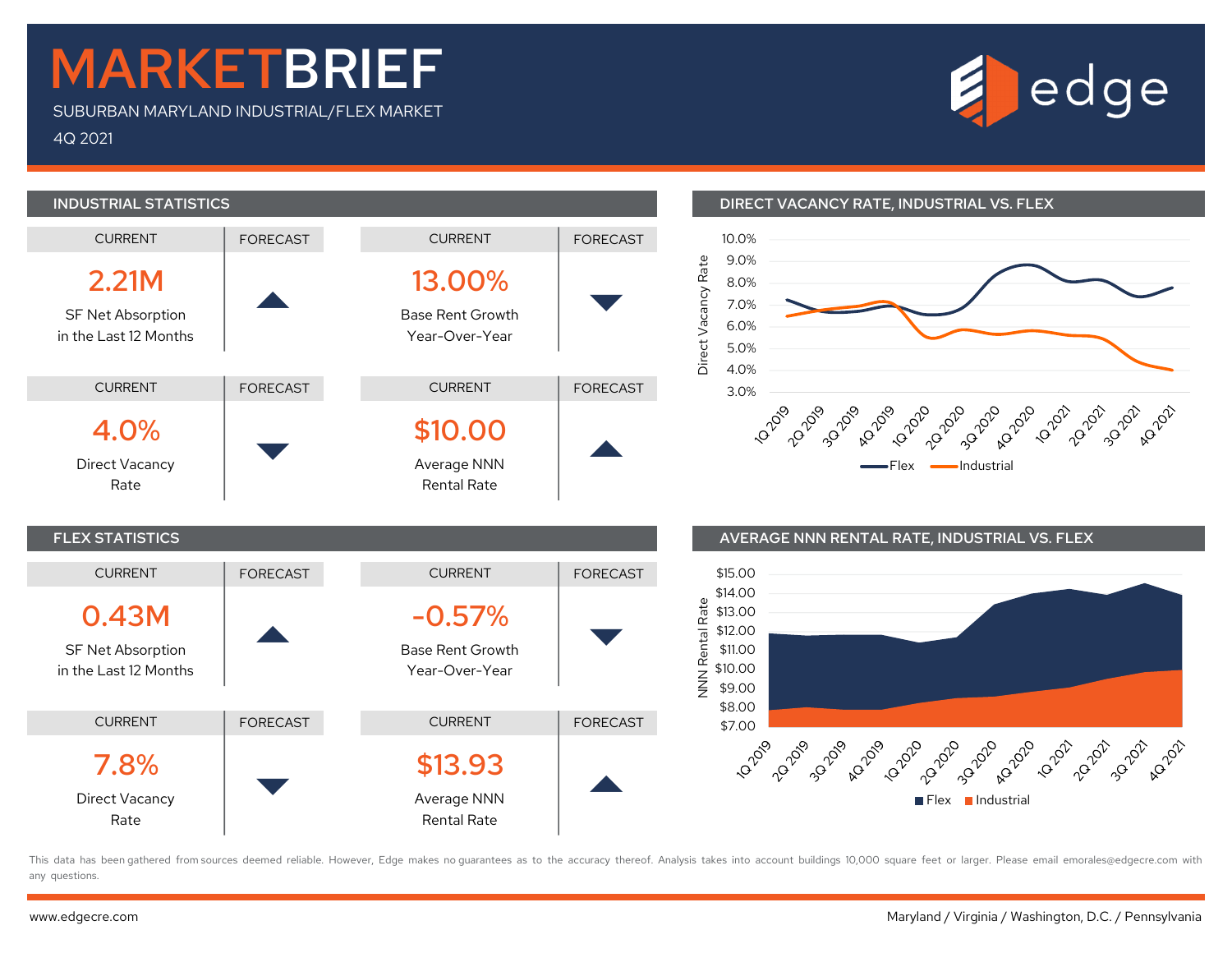# MARKETBRIEF

SUBURBAN MARYLAND INDUSTRIAL/FLEX MARKET

4Q 2021

edge

## INDUSTRIAL STATISTICS

| CURRENT | FORECAST |
|---|---|
| **2.21M** SF Net Absorption in the Last 12 Months | ▲ |
| **13.00%** Base Rent Growth Year-Over-Year | ▼ |
| **4.0%** Direct Vacancy Rate | ▼ |
| **$10.00** Average NNN Rental Rate | ▲ |

## DIRECT VACANCY RATE, INDUSTRIAL VS. FLEX

Direct Vacancy Rate (3.0%–10.0%), 1Q 2019 – 4Q 2021

Legend: Flex, Industrial

## FLEX STATISTICS

| CURRENT | FORECAST |
|---|---|
| **0.43M** SF Net Absorption in the Last 12 Months | ▲ |
| **-0.57%** Base Rent Growth Year-Over-Year | ▼ |
| **7.8%** Direct Vacancy Rate | ▼ |
| **$13.93** Average NNN Rental Rate | ▲ |

## AVERAGE NNN RENTAL RATE, INDUSTRIAL VS. FLEX

NNN Rental Rate ($7.00–$15.00), 1Q 2019 – 4Q 2021

Legend: Flex, Industrial

This data has been gathered from sources deemed reliable. However, Edge makes no guarantees as to the accuracy thereof. Analysis takes into account buildings 10,000 square feet or larger. Please email emorales@edgecre.com with any questions.

www.edgecre.com

Maryland / Virginia / Washington, D.C. / Pennsylvania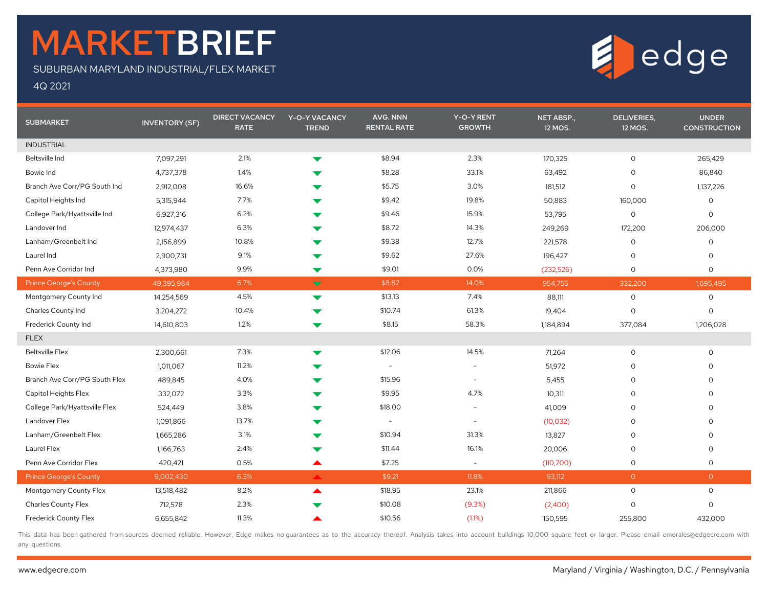# MARKETBRIEF

SUBURBAN MARYLAND INDUSTRIAL/FLEX MARKET

4Q 2021

| SUBMARKET | INVENTORY (SF) | DIRECT VACANCY RATE | Y-O-Y VACANCY TREND | AVG. NNN RENTAL RATE | Y-O-Y RENT GROWTH | NET ABSP., 12 MOS. | DELIVERIES, 12 MOS. | UNDER CONSTRUCTION |
|---|---|---|---|---|---|---|---|---|
| INDUSTRIAL | | | | | | | | |
| Beltsville Ind | 7,097,291 | 2.1% | ▼ | $8.94 | 2.3% | 170,325 | 0 | 265,429 |
| Bowie Ind | 4,737,378 | 1.4% | ▼ | $8.28 | 33.1% | 63,492 | 0 | 86,840 |
| Branch Ave Corr/PG South Ind | 2,912,008 | 16.6% | ▼ | $5.75 | 3.0% | 181,512 | 0 | 1,137,226 |
| Capitol Heights Ind | 5,315,944 | 7.7% | ▼ | $9.42 | 19.8% | 50,883 | 160,000 | 0 |
| College Park/Hyattsville Ind | 6,927,316 | 6.2% | ▼ | $9.46 | 15.9% | 53,795 | 0 | 0 |
| Landover Ind | 12,974,437 | 6.3% | ▼ | $8.72 | 14.3% | 249,269 | 172,200 | 206,000 |
| Lanham/Greenbelt Ind | 2,156,899 | 10.8% | ▼ | $9.38 | 12.7% | 221,578 | 0 | 0 |
| Laurel Ind | 2,900,731 | 9.1% | ▼ | $9.62 | 27.6% | 196,427 | 0 | 0 |
| Penn Ave Corridor Ind | 4,373,980 | 9.9% | ▼ | $9.01 | 0.0% | (232,526) | 0 | 0 |
| Prince George's County | 49,395,984 | 6.7% | ▼ | $8.82 | 14.0% | 954,755 | 332,200 | 1,695,495 |
| Montgomery County Ind | 14,254,569 | 4.5% | ▼ | $13.13 | 7.4% | 88,111 | 0 | 0 |
| Charles County Ind | 3,204,272 | 10.4% | ▼ | $10.74 | 61.3% | 19,404 | 0 | 0 |
| Frederick County Ind | 14,610,803 | 1.2% | ▼ | $8.15 | 58.3% | 1,184,894 | 377,084 | 1,206,028 |
| FLEX | | | | | | | | |
| Beltsville Flex | 2,300,661 | 7.3% | ▼ | $12.06 | 14.5% | 71,264 | 0 | 0 |
| Bowie Flex | 1,011,067 | 11.2% | ▼ | - | - | 51,972 | 0 | 0 |
| Branch Ave Corr/PG South Flex | 489,845 | 4.0% | ▼ | $15.96 | - | 5,455 | 0 | 0 |
| Capitol Heights Flex | 332,072 | 3.3% | ▼ | $9.95 | 4.7% | 10,311 | 0 | 0 |
| College Park/Hyattsville Flex | 524,449 | 3.8% | ▼ | $18.00 | - | 41,009 | 0 | 0 |
| Landover Flex | 1,091,866 | 13.7% | ▼ | - | - | (10,032) | 0 | 0 |
| Lanham/Greenbelt Flex | 1,665,286 | 3.1% | ▼ | $10.94 | 31.3% | 13,827 | 0 | 0 |
| Laurel Flex | 1,166,763 | 2.4% | ▼ | $11.44 | 16.1% | 20,006 | 0 | 0 |
| Penn Ave Corridor Flex | 420,421 | 0.5% | ▲ | $7.25 | - | (110,700) | 0 | 0 |
| Prince George's County | 9,002,430 | 6.3% | ▲ | $9.21 | 11.8% | 93,112 | 0 | 0 |
| Montgomery County Flex | 13,518,482 | 8.2% | ▲ | $18.95 | 23.1% | 211,866 | 0 | 0 |
| Charles County Flex | 712,578 | 2.3% | ▼ | $10.08 | (9.3%) | (2,400) | 0 | 0 |
| Frederick County Flex | 6,655,842 | 11.3% | ▲ | $10.56 | (1.1%) | 150,595 | 255,800 | 432,000 |

This data has been gathered from sources deemed reliable. However, Edge makes no guarantees as to the accuracy thereof. Analysis takes into account buildings 10,000 square feet or larger. Please email emorales@edgecre.com with any questions.

www.edgecre.com

Maryland / Virginia / Washington, D.C. / Pennsylvania